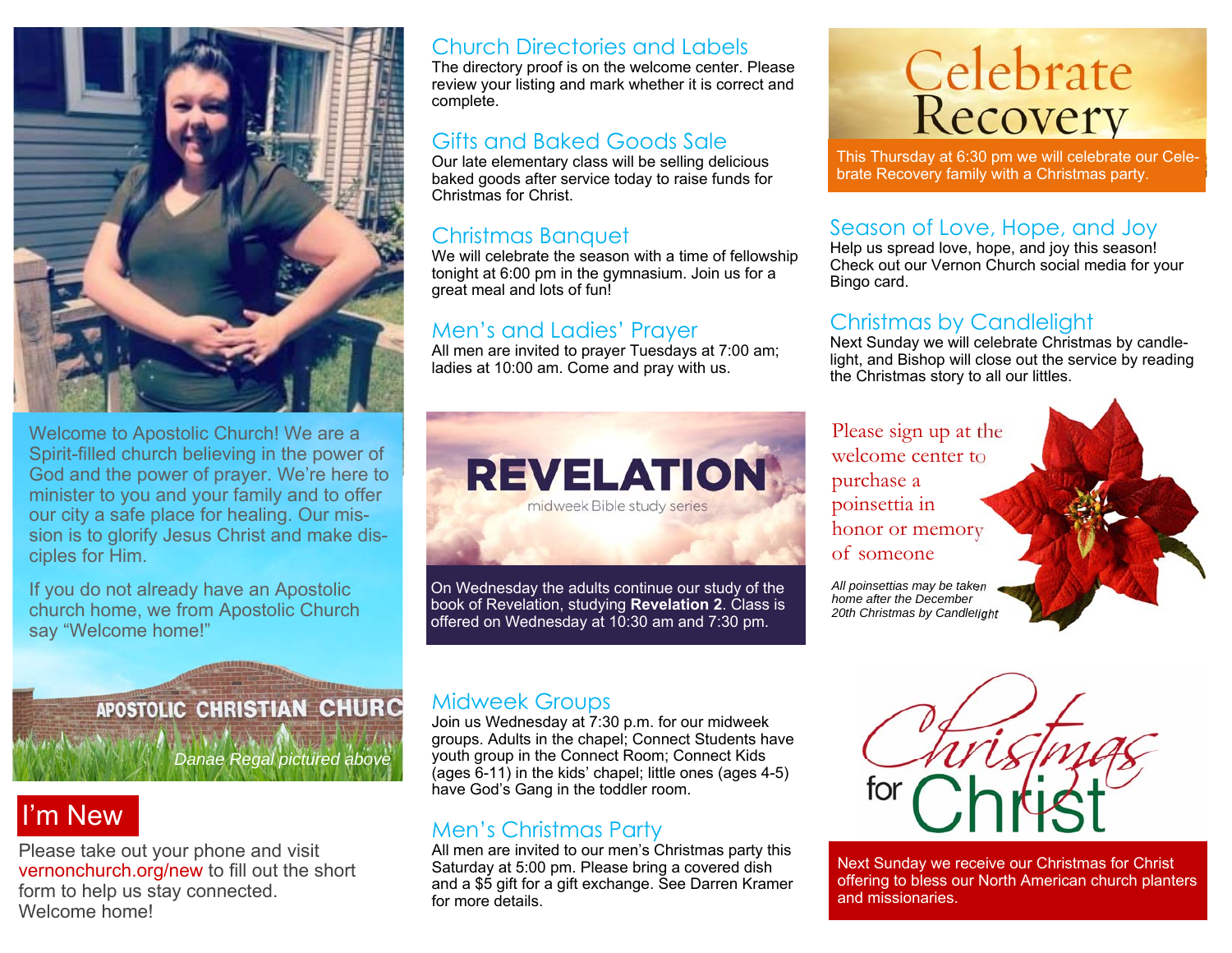Welcome to Apostolic Church! We are a Spirit-filled church believing in the power of God and the power of prayer. We're here to minister to you and your family and to offer our city a safe place for healing. Our mission is to glorify Jesus Christ and make disciples for Him.

If you do not already have an Apostolic church home, we from Apostolic Church say "Welcome home!"

APOSTOLIC CHRISTIAN CHURC

*Danae Regal pictured above*

## I'm New

Please take out your phone and visit vernonchurch.org/new to fill out the short form to help us stay connected. Welcome home!

## Church Directories and Labels

The directory proof is on the welcome center. Please review your listing and mark whether it is correct and complete.

## Gifts and Baked Goods Sale

Our late elementary class will be selling delicious baked goods after service today to raise funds for Christmas for Christ.

## Christmas Banquet

We will celebrate the season with a time of fellowship tonight at 6:00 pm in the gymnasium. Join us for a great meal and lots of fun!

## Men's and Ladies' Prayer

All men are invited to prayer Tuesdays at 7:00 am; ladies at 10:00 am. Come and pray with us.

## REVELATION

midweek Bible study series

On Wednesday the adults continue our study of the book of Revelation, studying **Revelation 2**. Class is offered on Wednesday at 10:30 am and 7:30 pm.

## Midweek Groups

Join us Wednesday at 7:30 p.m. for our midweek groups. Adults in the chapel; Connect Students have youth group in the Connect Room; Connect Kids (ages 6-11) in the kids' chapel; little ones (ages 4-5) have God's Gang in the toddler room.

## Men's Christmas Party

All men are invited to our men's Christmas party this Saturday at 5:00 pm. Please bring a covered dish and a $5 gift for a gift exchange. See Darren Kramer for more details.

## Celebrate Recovery

This Thursday at 6:30 pm we will celebrate our Celebrate Recovery family with a Christmas party.

## Season of Love, Hope, and Joy

Help us spread love, hope, and joy this season! Check out our Vernon Church social media for your Bingo card.

## Christmas by Candlelight

Next Sunday we will celebrate Christmas by candlelight, and Bishop will close out the service by reading the Christmas story to all our littles.

Please sign up at the welcome center to purchase a poinsettia in honor or memory of someone

*All poinsettias may be taken home after the December 20th Christmas by Candlelight*

## Christmas for Christ

Next Sunday we receive our Christmas for Christ offering to bless our North American church planters and missionaries.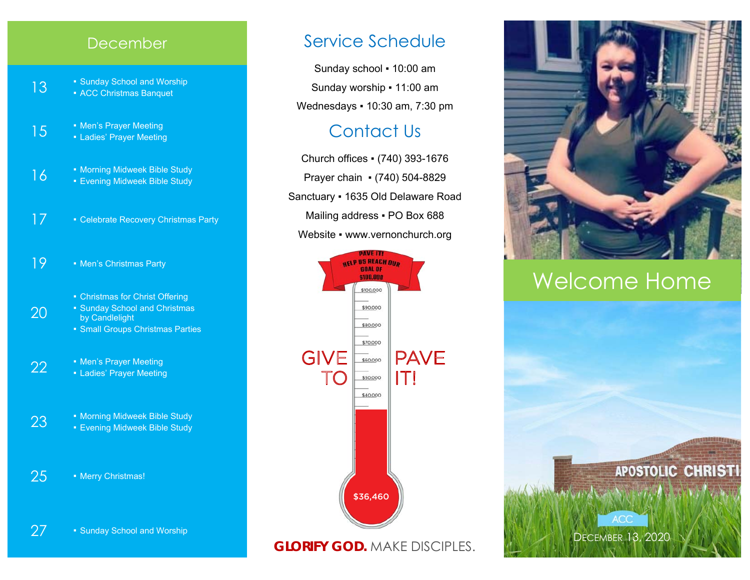## December

**13**
- Sunday School and Worship
- ACC Christmas Banquet

**15**
- Men's Prayer Meeting
- Ladies' Prayer Meeting

**16**
- Morning Midweek Bible Study
- Evening Midweek Bible Study

**17**
- Celebrate Recovery Christmas Party

**19**
- Men's Christmas Party

**20**
- Christmas for Christ Offering
- Sunday School and Christmas by Candlelight
- Small Groups Christmas Parties

**22**
- Men's Prayer Meeting
- Ladies' Prayer Meeting

**23**
- Morning Midweek Bible Study
- Evening Midweek Bible Study

**25**
- Merry Christmas!

**27**
- Sunday School and Worship

## Service Schedule

Sunday school ▪ 10:00 am

Sunday worship ▪ 11:00 am

Wednesdays ▪ 10:30 am, 7:30 pm

## Contact Us

Church offices ▪ (740) 393-1676

Prayer chain ▪ (740) 504-8829

Sanctuary ▪ 1635 Old Delaware Road

Mailing address ▪ PO Box 688

Website ▪ www.vernonchurch.org

PAVE IT! HELP US REACH OUR GOAL OF $100,000

$100,000
$90,000
$80,000
$70,000
$60,000
$50,000
$40,000

GIVE TO PAVE IT!

$36,460

**GLORIFY GOD.** MAKE DISCIPLES.

# Welcome Home

APOSTOLIC CHRISTI

ACC

December 13, 2020